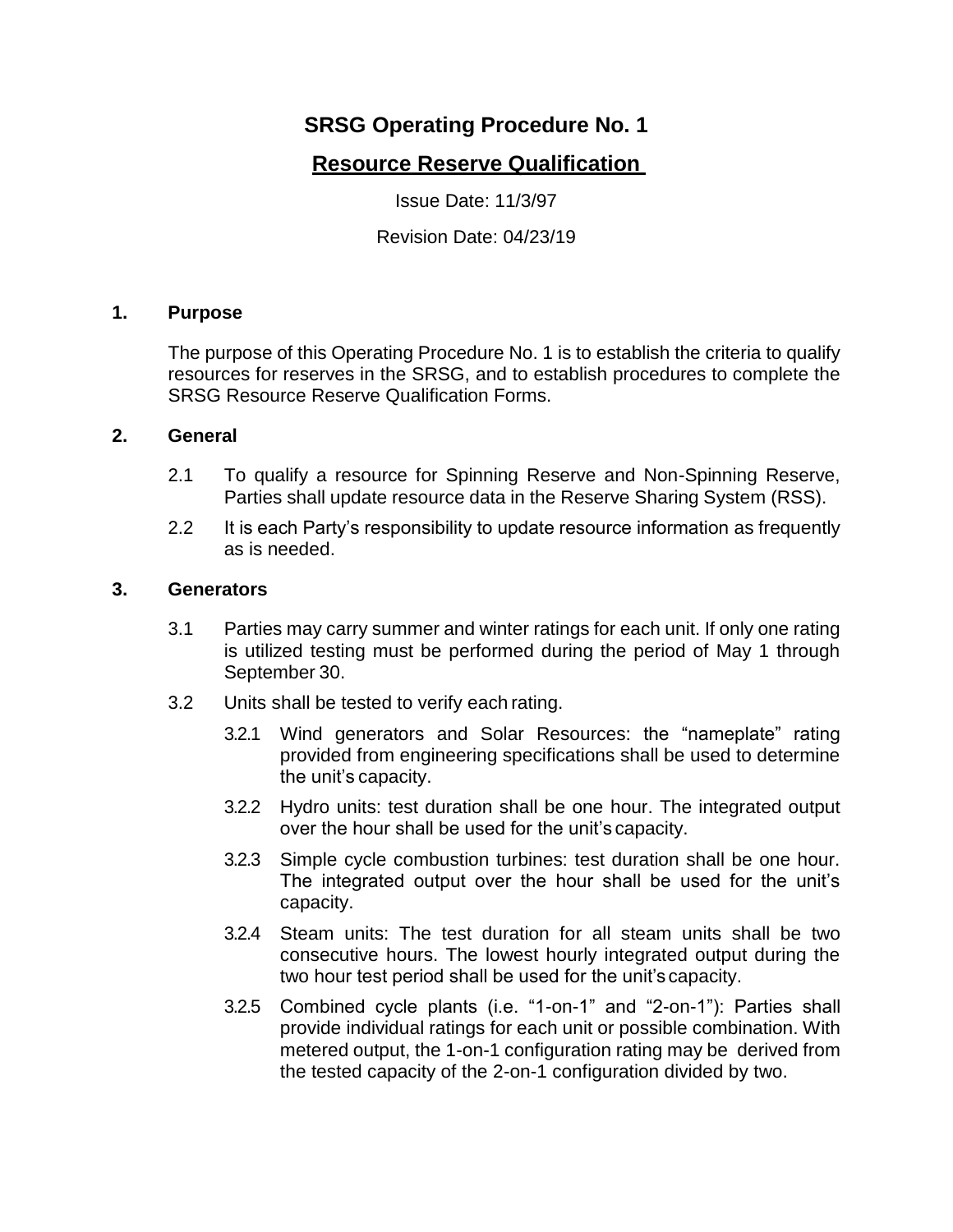# SRSG Operating Procedure No. 1

## Resource Reserve Qualification

Issue Date: 11/3/97

Revision Date: 04/23/19

## 1. Purpose

The purpose of this Operating Procedure No. 1 is to establish the criteria to qualify resources for reserves in the SRSG, and to establish procedures to complete the SRSG Resource Reserve Qualification Forms.

## 2. General

2.1 To qualify a resource for Spinning Reserve and Non-Spinning Reserve, Parties shall update resource data in the Reserve Sharing System (RSS).

2.2 It is each Party's responsibility to update resource information as frequently as is needed.

## 3. Generators

3.1 Parties may carry summer and winter ratings for each unit. If only one rating is utilized testing must be performed during the period of May 1 through September 30.

3.2 Units shall be tested to verify each rating.

3.2.1 Wind generators and Solar Resources: the "nameplate" rating provided from engineering specifications shall be used to determine the unit's capacity.

3.2.2 Hydro units: test duration shall be one hour. The integrated output over the hour shall be used for the unit's capacity.

3.2.3 Simple cycle combustion turbines: test duration shall be one hour. The integrated output over the hour shall be used for the unit's capacity.

3.2.4 Steam units: The test duration for all steam units shall be two consecutive hours. The lowest hourly integrated output during the two hour test period shall be used for the unit's capacity.

3.2.5 Combined cycle plants (i.e. "1-on-1" and "2-on-1"): Parties shall provide individual ratings for each unit or possible combination. With metered output, the 1-on-1 configuration rating may be derived from the tested capacity of the 2-on-1 configuration divided by two.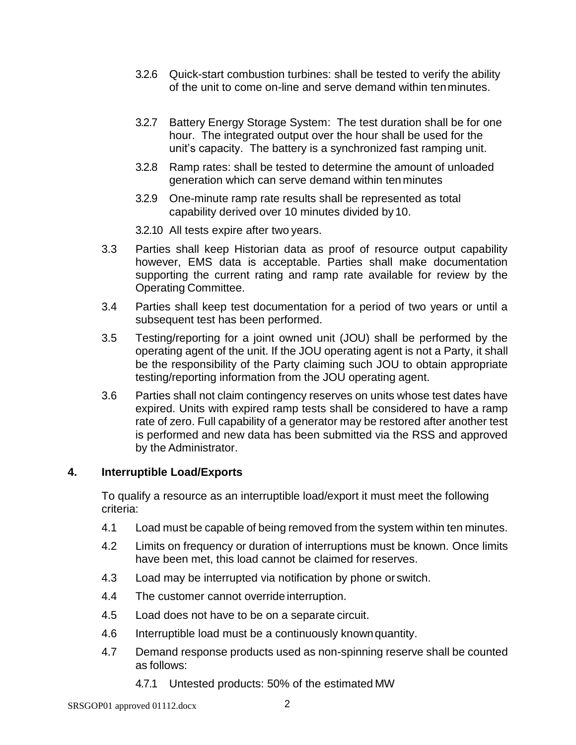3.2.6 Quick-start combustion turbines: shall be tested to verify the ability of the unit to come on-line and serve demand within ten minutes.

3.2.7 Battery Energy Storage System: The test duration shall be for one hour. The integrated output over the hour shall be used for the unit's capacity. The battery is a synchronized fast ramping unit.

3.2.8 Ramp rates: shall be tested to determine the amount of unloaded generation which can serve demand within ten minutes

3.2.9 One-minute ramp rate results shall be represented as total capability derived over 10 minutes divided by 10.

3.2.10 All tests expire after two years.

3.3 Parties shall keep Historian data as proof of resource output capability however, EMS data is acceptable. Parties shall make documentation supporting the current rating and ramp rate available for review by the Operating Committee.

3.4 Parties shall keep test documentation for a period of two years or until a subsequent test has been performed.

3.5 Testing/reporting for a joint owned unit (JOU) shall be performed by the operating agent of the unit. If the JOU operating agent is not a Party, it shall be the responsibility of the Party claiming such JOU to obtain appropriate testing/reporting information from the JOU operating agent.

3.6 Parties shall not claim contingency reserves on units whose test dates have expired. Units with expired ramp tests shall be considered to have a ramp rate of zero. Full capability of a generator may be restored after another test is performed and new data has been submitted via the RSS and approved by the Administrator.

## 4. Interruptible Load/Exports

To qualify a resource as an interruptible load/export it must meet the following criteria:

4.1 Load must be capable of being removed from the system within ten minutes.

4.2 Limits on frequency or duration of interruptions must be known. Once limits have been met, this load cannot be claimed for reserves.

4.3 Load may be interrupted via notification by phone or switch.

4.4 The customer cannot override interruption.

4.5 Load does not have to be on a separate circuit.

4.6 Interruptible load must be a continuously known quantity.

4.7 Demand response products used as non-spinning reserve shall be counted as follows:

4.7.1 Untested products: 50% of the estimated MW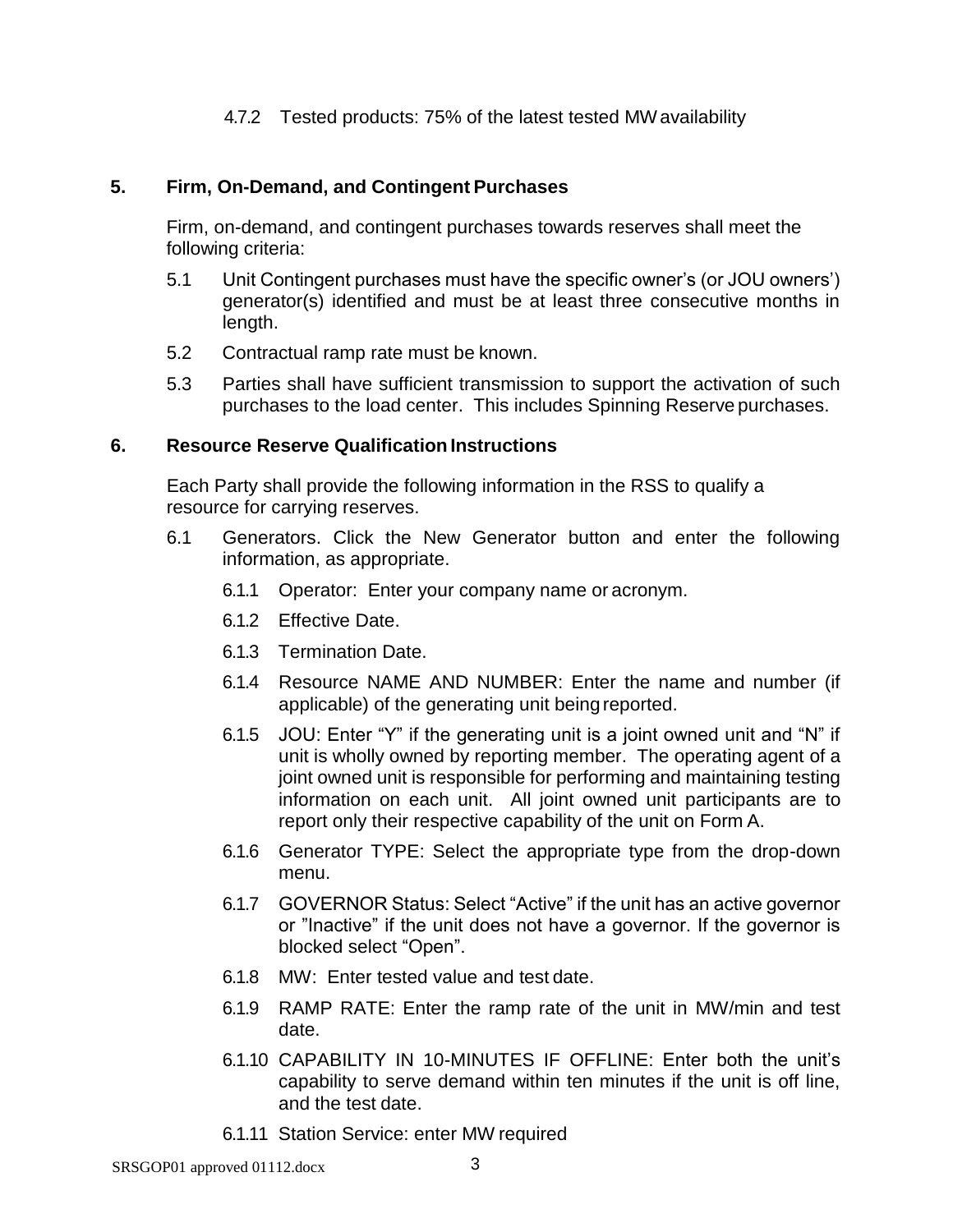4.7.2 Tested products: 75% of the latest tested MW availability

## 5. Firm, On-Demand, and Contingent Purchases

Firm, on-demand, and contingent purchases towards reserves shall meet the following criteria:

5.1 Unit Contingent purchases must have the specific owner's (or JOU owners') generator(s) identified and must be at least three consecutive months in length.

5.2 Contractual ramp rate must be known.

5.3 Parties shall have sufficient transmission to support the activation of such purchases to the load center. This includes Spinning Reserve purchases.

## 6. Resource Reserve Qualification Instructions

Each Party shall provide the following information in the RSS to qualify a resource for carrying reserves.

6.1 Generators. Click the New Generator button and enter the following information, as appropriate.

6.1.1 Operator: Enter your company name or acronym.

6.1.2 Effective Date.

6.1.3 Termination Date.

6.1.4 Resource NAME AND NUMBER: Enter the name and number (if applicable) of the generating unit being reported.

6.1.5 JOU: Enter "Y" if the generating unit is a joint owned unit and "N" if unit is wholly owned by reporting member. The operating agent of a joint owned unit is responsible for performing and maintaining testing information on each unit. All joint owned unit participants are to report only their respective capability of the unit on Form A.

6.1.6 Generator TYPE: Select the appropriate type from the drop-down menu.

6.1.7 GOVERNOR Status: Select "Active" if the unit has an active governor or "Inactive" if the unit does not have a governor. If the governor is blocked select "Open".

6.1.8 MW: Enter tested value and test date.

6.1.9 RAMP RATE: Enter the ramp rate of the unit in MW/min and test date.

6.1.10 CAPABILITY IN 10-MINUTES IF OFFLINE: Enter both the unit's capability to serve demand within ten minutes if the unit is off line, and the test date.

6.1.11 Station Service: enter MW required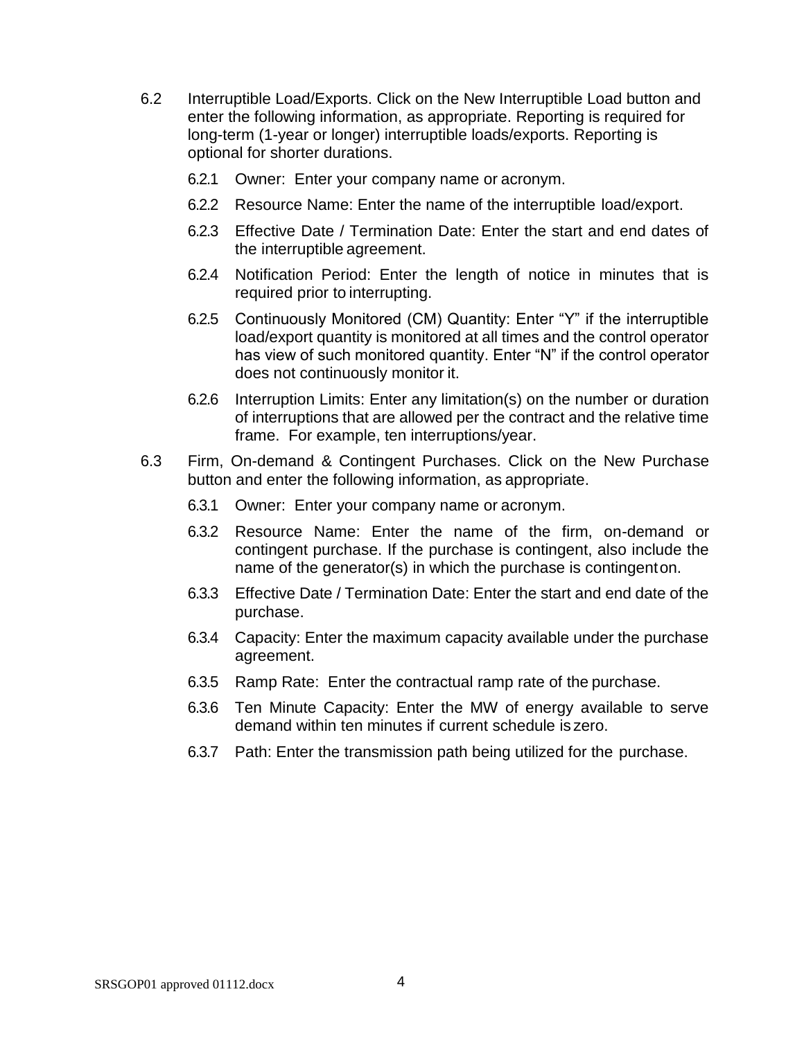6.2 Interruptible Load/Exports. Click on the New Interruptible Load button and enter the following information, as appropriate. Reporting is required for long-term (1-year or longer) interruptible loads/exports. Reporting is optional for shorter durations.

   6.2.1 Owner: Enter your company name or acronym.

   6.2.2 Resource Name: Enter the name of the interruptible load/export.

   6.2.3 Effective Date / Termination Date: Enter the start and end dates of the interruptible agreement.

   6.2.4 Notification Period: Enter the length of notice in minutes that is required prior to interrupting.

   6.2.5 Continuously Monitored (CM) Quantity: Enter "Y" if the interruptible load/export quantity is monitored at all times and the control operator has view of such monitored quantity. Enter "N" if the control operator does not continuously monitor it.

   6.2.6 Interruption Limits: Enter any limitation(s) on the number or duration of interruptions that are allowed per the contract and the relative time frame. For example, ten interruptions/year.

6.3 Firm, On-demand & Contingent Purchases. Click on the New Purchase button and enter the following information, as appropriate.

   6.3.1 Owner: Enter your company name or acronym.

   6.3.2 Resource Name: Enter the name of the firm, on-demand or contingent purchase. If the purchase is contingent, also include the name of the generator(s) in which the purchase is contingent on.

   6.3.3 Effective Date / Termination Date: Enter the start and end date of the purchase.

   6.3.4 Capacity: Enter the maximum capacity available under the purchase agreement.

   6.3.5 Ramp Rate: Enter the contractual ramp rate of the purchase.

   6.3.6 Ten Minute Capacity: Enter the MW of energy available to serve demand within ten minutes if current schedule is zero.

   6.3.7 Path: Enter the transmission path being utilized for the purchase.